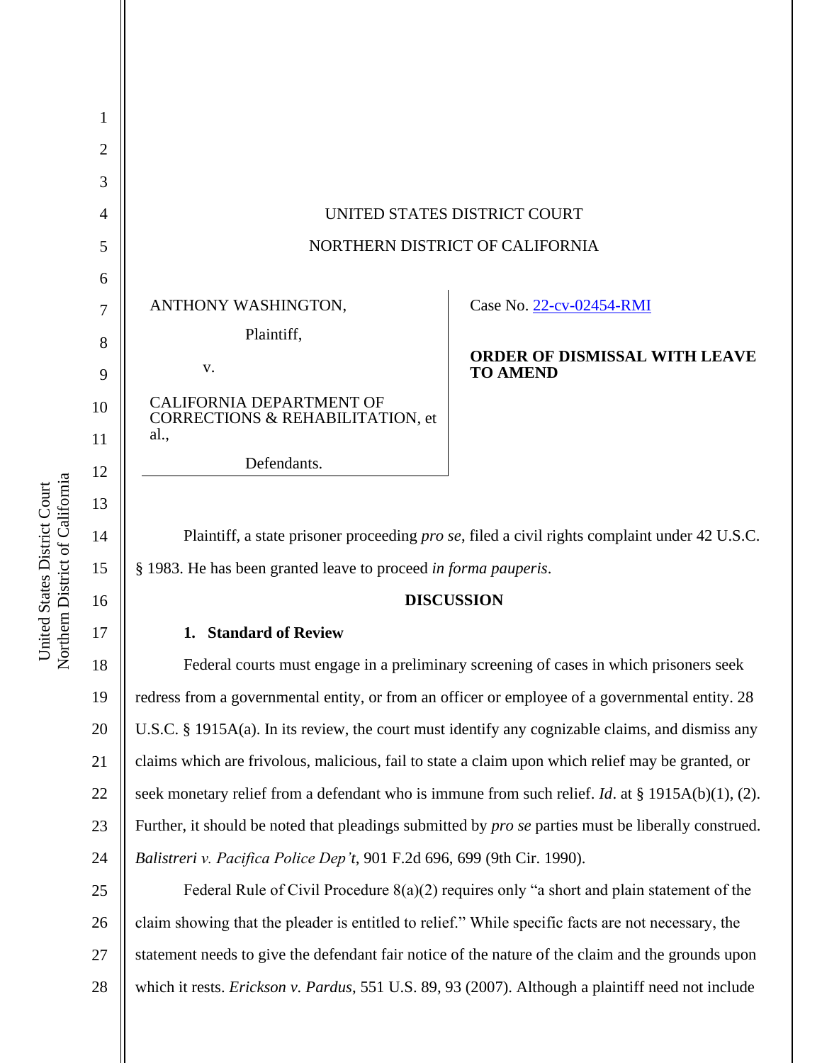UNITED STATES DISTRICT COURT

NORTHERN DISTRICT OF CALIFORNIA

ANTHONY WASHINGTON,

Plaintiff,

v.

CALIFORNIA DEPARTMENT OF CORRECTIONS & REHABILITATION, et al.,

Defendants.

Case No. 22-cv-02454-RMI

**ORDER OF DISMISSAL WITH LEAVE TO AMEND**

Plaintiff, a state prisoner proceeding *pro se*, filed a civil rights complaint under 42 U.S.C. § 1983. He has been granted leave to proceed *in forma pauperis*.

## DISCUSSION

### 1. Standard of Review

Federal courts must engage in a preliminary screening of cases in which prisoners seek redress from a governmental entity, or from an officer or employee of a governmental entity. 28 U.S.C. § 1915A(a). In its review, the court must identify any cognizable claims, and dismiss any claims which are frivolous, malicious, fail to state a claim upon which relief may be granted, or seek monetary relief from a defendant who is immune from such relief. *Id*. at § 1915A(b)(1), (2). Further, it should be noted that pleadings submitted by *pro se* parties must be liberally construed. *Balistreri v. Pacifica Police Dep't*, 901 F.2d 696, 699 (9th Cir. 1990).

Federal Rule of Civil Procedure 8(a)(2) requires only "a short and plain statement of the claim showing that the pleader is entitled to relief." While specific facts are not necessary, the statement needs to give the defendant fair notice of the nature of the claim and the grounds upon which it rests. *Erickson v. Pardus*, 551 U.S. 89, 93 (2007). Although a plaintiff need not include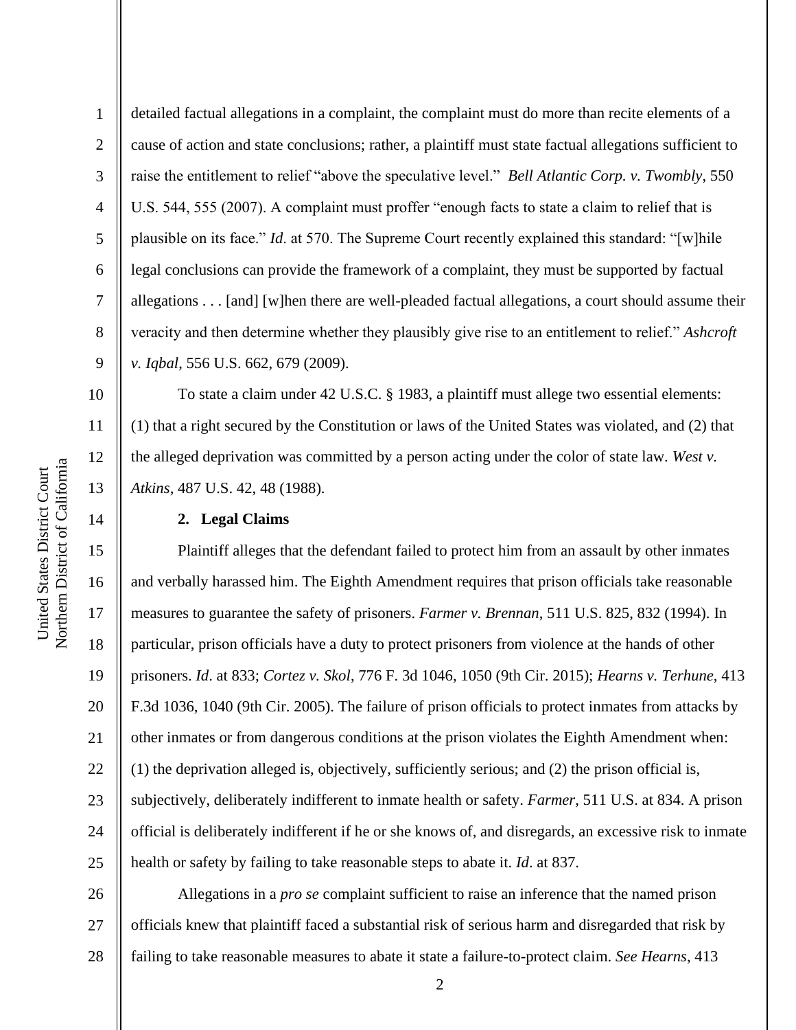detailed factual allegations in a complaint, the complaint must do more than recite elements of a cause of action and state conclusions; rather, a plaintiff must state factual allegations sufficient to raise the entitlement to relief "above the speculative level." *Bell Atlantic Corp. v. Twombly*, 550 U.S. 544, 555 (2007). A complaint must proffer "enough facts to state a claim to relief that is plausible on its face." *Id*. at 570. The Supreme Court recently explained this standard: "[w]hile legal conclusions can provide the framework of a complaint, they must be supported by factual allegations . . . [and] [w]hen there are well-pleaded factual allegations, a court should assume their veracity and then determine whether they plausibly give rise to an entitlement to relief." *Ashcroft v. Iqbal*, 556 U.S. 662, 679 (2009).

To state a claim under 42 U.S.C. § 1983, a plaintiff must allege two essential elements: (1) that a right secured by the Constitution or laws of the United States was violated, and (2) that the alleged deprivation was committed by a person acting under the color of state law. *West v. Atkins*, 487 U.S. 42, 48 (1988).

**2. Legal Claims**

Plaintiff alleges that the defendant failed to protect him from an assault by other inmates and verbally harassed him. The Eighth Amendment requires that prison officials take reasonable measures to guarantee the safety of prisoners. *Farmer v. Brennan*, 511 U.S. 825, 832 (1994). In particular, prison officials have a duty to protect prisoners from violence at the hands of other prisoners. *Id*. at 833; *Cortez v. Skol*, 776 F. 3d 1046, 1050 (9th Cir. 2015); *Hearns v. Terhune*, 413 F.3d 1036, 1040 (9th Cir. 2005). The failure of prison officials to protect inmates from attacks by other inmates or from dangerous conditions at the prison violates the Eighth Amendment when: (1) the deprivation alleged is, objectively, sufficiently serious; and (2) the prison official is, subjectively, deliberately indifferent to inmate health or safety. *Farmer*, 511 U.S. at 834. A prison official is deliberately indifferent if he or she knows of, and disregards, an excessive risk to inmate health or safety by failing to take reasonable steps to abate it. *Id*. at 837.

Allegations in a *pro se* complaint sufficient to raise an inference that the named prison officials knew that plaintiff faced a substantial risk of serious harm and disregarded that risk by failing to take reasonable measures to abate it state a failure-to-protect claim. *See Hearns*, 413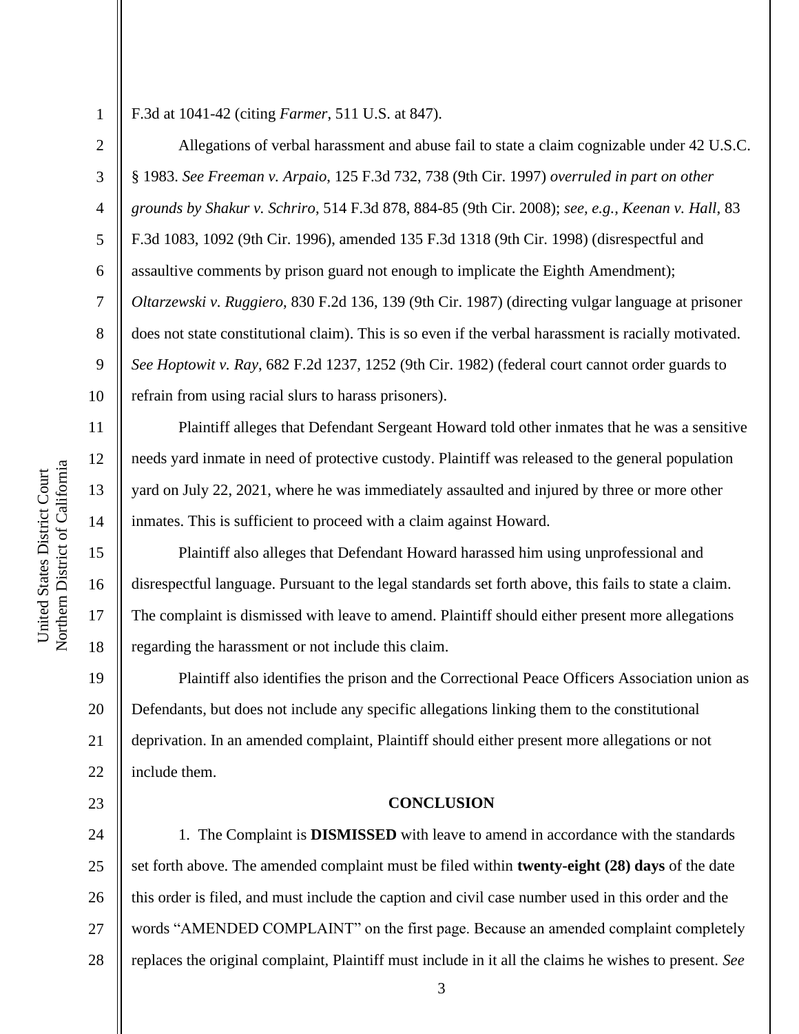F.3d at 1041-42 (citing *Farmer*, 511 U.S. at 847).

Allegations of verbal harassment and abuse fail to state a claim cognizable under 42 U.S.C. § 1983. *See Freeman v. Arpaio*, 125 F.3d 732, 738 (9th Cir. 1997) *overruled in part on other grounds by Shakur v. Schriro*, 514 F.3d 878, 884-85 (9th Cir. 2008); *see, e.g., Keenan v. Hall*, 83 F.3d 1083, 1092 (9th Cir. 1996), amended 135 F.3d 1318 (9th Cir. 1998) (disrespectful and assaultive comments by prison guard not enough to implicate the Eighth Amendment); *Oltarzewski v. Ruggiero*, 830 F.2d 136, 139 (9th Cir. 1987) (directing vulgar language at prisoner does not state constitutional claim). This is so even if the verbal harassment is racially motivated. *See Hoptowit v. Ray*, 682 F.2d 1237, 1252 (9th Cir. 1982) (federal court cannot order guards to refrain from using racial slurs to harass prisoners).

Plaintiff alleges that Defendant Sergeant Howard told other inmates that he was a sensitive needs yard inmate in need of protective custody. Plaintiff was released to the general population yard on July 22, 2021, where he was immediately assaulted and injured by three or more other inmates. This is sufficient to proceed with a claim against Howard.

Plaintiff also alleges that Defendant Howard harassed him using unprofessional and disrespectful language. Pursuant to the legal standards set forth above, this fails to state a claim. The complaint is dismissed with leave to amend. Plaintiff should either present more allegations regarding the harassment or not include this claim.

Plaintiff also identifies the prison and the Correctional Peace Officers Association union as Defendants, but does not include any specific allegations linking them to the constitutional deprivation. In an amended complaint, Plaintiff should either present more allegations or not include them.

## CONCLUSION

1. The Complaint is **DISMISSED** with leave to amend in accordance with the standards set forth above. The amended complaint must be filed within **twenty-eight (28) days** of the date this order is filed, and must include the caption and civil case number used in this order and the words "AMENDED COMPLAINT" on the first page. Because an amended complaint completely replaces the original complaint, Plaintiff must include in it all the claims he wishes to present. *See*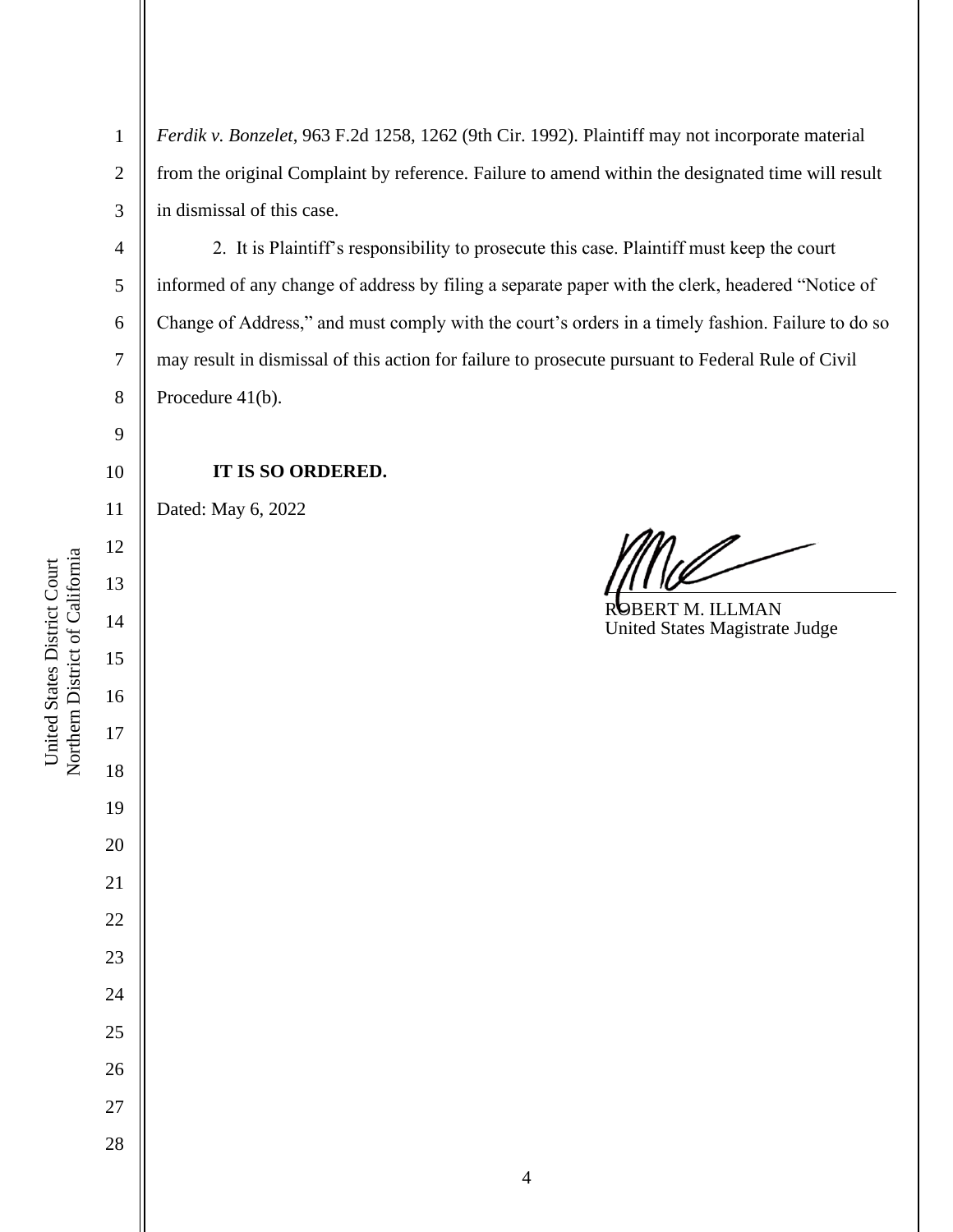*Ferdik v. Bonzelet*, 963 F.2d 1258, 1262 (9th Cir. 1992). Plaintiff may not incorporate material from the original Complaint by reference. Failure to amend within the designated time will result in dismissal of this case.

2. It is Plaintiff's responsibility to prosecute this case. Plaintiff must keep the court informed of any change of address by filing a separate paper with the clerk, headered "Notice of Change of Address," and must comply with the court's orders in a timely fashion. Failure to do so may result in dismissal of this action for failure to prosecute pursuant to Federal Rule of Civil Procedure 41(b).

**IT IS SO ORDERED.**

Dated: May 6, 2022

ROBERT M. ILLMAN
United States Magistrate Judge